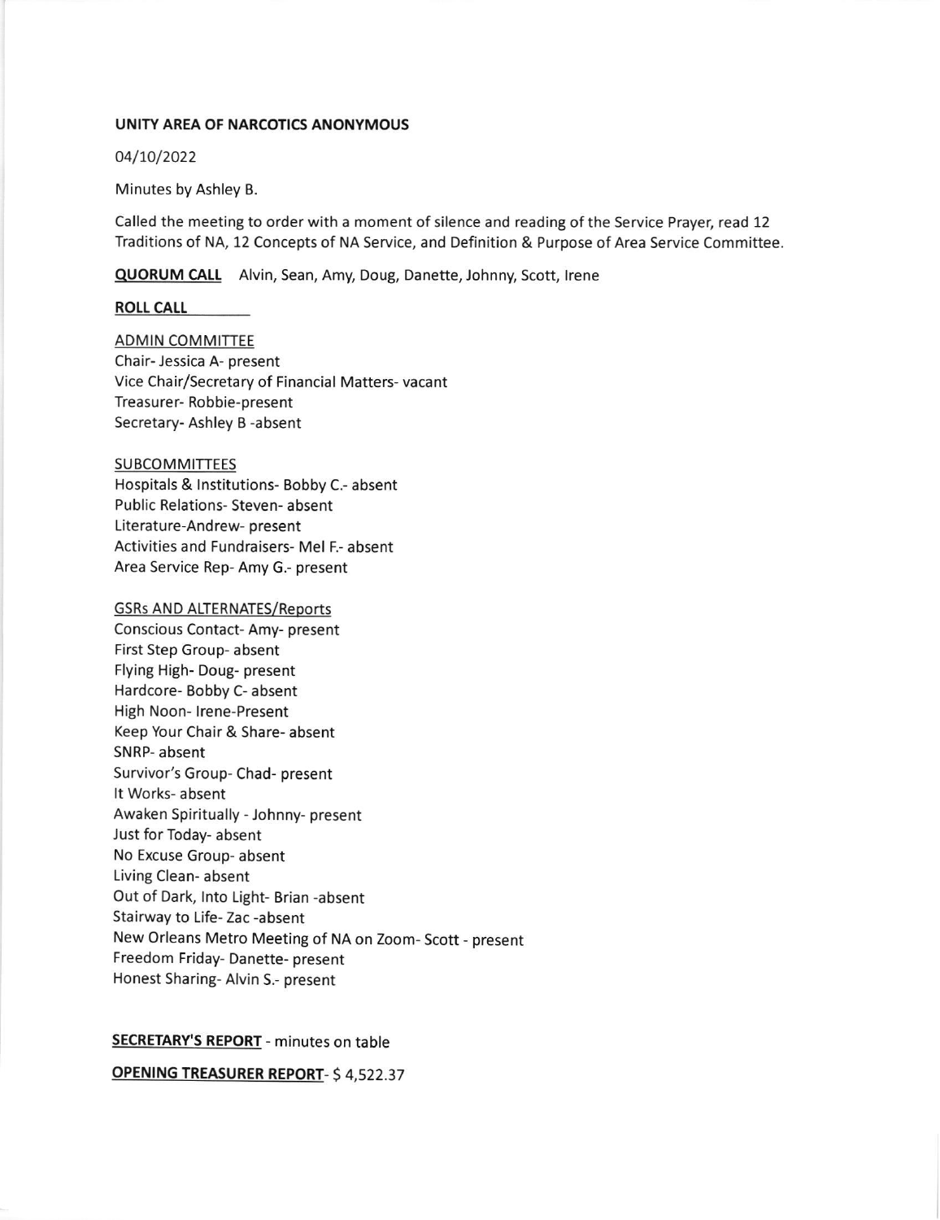**UNITY AREA OF NARCOTICS ANONYMOUS**

04/10/2022

Minutes by Ashley B.

Called the meeting to order with a moment of silence and reading of the Service Prayer, read 12 Traditions of NA, 12 Concepts of NA Service, and Definition & Purpose of Area Service Committee.

**QUORUM CALL** Alvin, Sean, Amy, Doug, Danette, Johnny, Scott, Irene

**ROLL CALL**

ADMIN COMMITTEE
Chair- Jessica A- present
Vice Chair/Secretary of Financial Matters- vacant
Treasurer- Robbie-present
Secretary- Ashley B -absent

SUBCOMMITTEES
Hospitals & Institutions- Bobby C.- absent
Public Relations- Steven- absent
Literature-Andrew- present
Activities and Fundraisers- Mel F.- absent
Area Service Rep- Amy G.- present

GSRs AND ALTERNATES/Reports
Conscious Contact- Amy- present
First Step Group- absent
Flying High- Doug- present
Hardcore- Bobby C- absent
High Noon- Irene-Present
Keep Your Chair & Share- absent
SNRP- absent
Survivor's Group- Chad- present
It Works- absent
Awaken Spiritually - Johnny- present
Just for Today- absent
No Excuse Group- absent
Living Clean- absent
Out of Dark, Into Light- Brian -absent
Stairway to Life- Zac -absent
New Orleans Metro Meeting of NA on Zoom- Scott - present
Freedom Friday- Danette- present
Honest Sharing- Alvin S.- present

**SECRETARY'S REPORT** - minutes on table

**OPENING TREASURER REPORT**- $ 4,522.37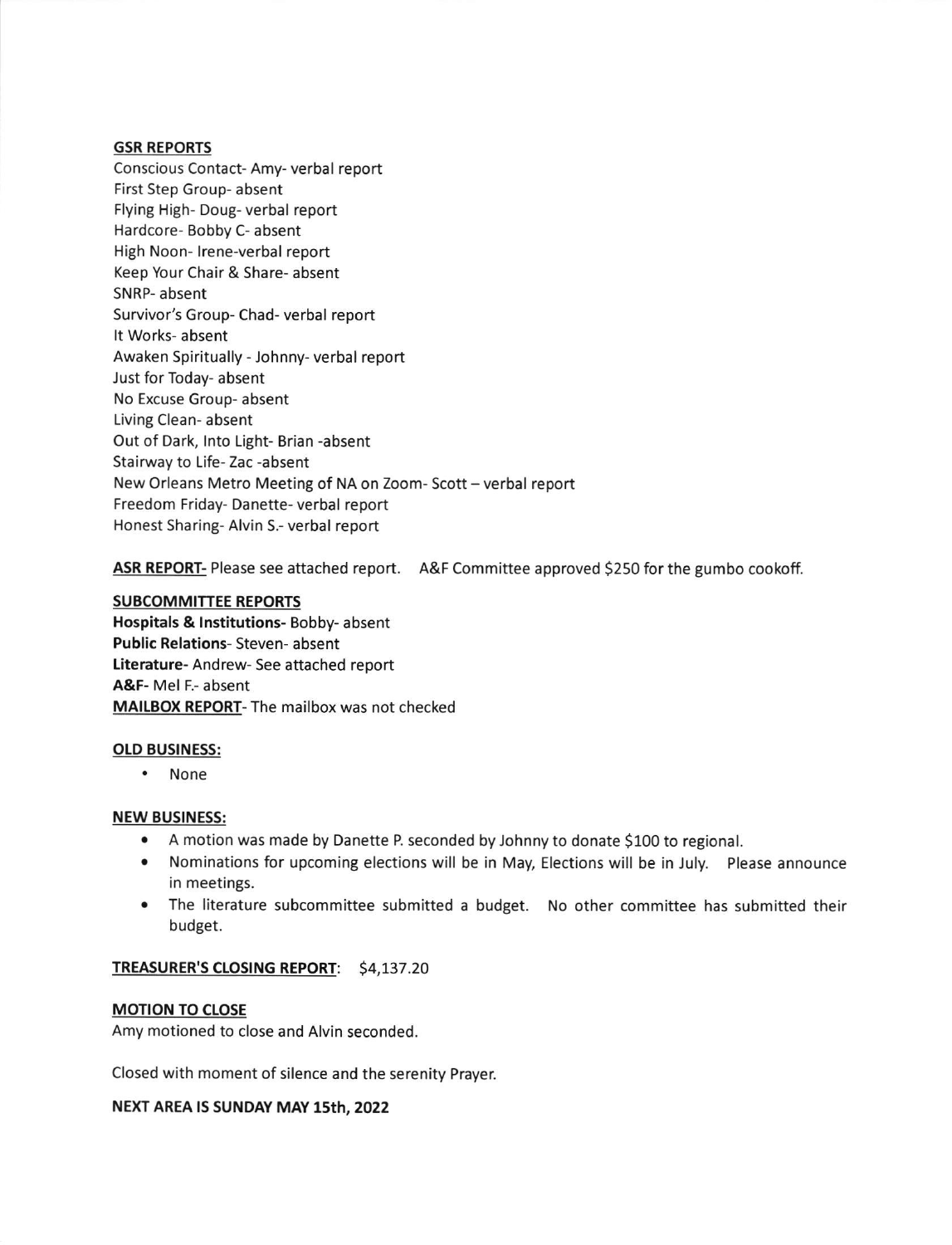**GSR REPORTS**

Conscious Contact- Amy- verbal report
First Step Group- absent
Flying High- Doug- verbal report
Hardcore- Bobby C- absent
High Noon- Irene-verbal report
Keep Your Chair & Share- absent
SNRP- absent
Survivor's Group- Chad- verbal report
It Works- absent
Awaken Spiritually - Johnny- verbal report
Just for Today- absent
No Excuse Group- absent
Living Clean- absent
Out of Dark, Into Light- Brian -absent
Stairway to Life- Zac -absent
New Orleans Metro Meeting of NA on Zoom- Scott – verbal report
Freedom Friday- Danette- verbal report
Honest Sharing- Alvin S.- verbal report

**ASR REPORT**- Please see attached report. A&F Committee approved $250 for the gumbo cookoff.

**SUBCOMMITTEE REPORTS**

**Hospitals & Institutions-** Bobby- absent
**Public Relations**- Steven- absent
**Literature**- Andrew- See attached report
**A&F-** Mel F.- absent
**MAILBOX REPORT**- The mailbox was not checked

**OLD BUSINESS:**

- None

**NEW BUSINESS:**

- A motion was made by Danette P. seconded by Johnny to donate $100 to regional.
- Nominations for upcoming elections will be in May, Elections will be in July. Please announce in meetings.
- The literature subcommittee submitted a budget. No other committee has submitted their budget.

**TREASURER'S CLOSING REPORT**: $4,137.20

**MOTION TO CLOSE**

Amy motioned to close and Alvin seconded.

Closed with moment of silence and the serenity Prayer.

**NEXT AREA IS SUNDAY MAY 15th, 2022**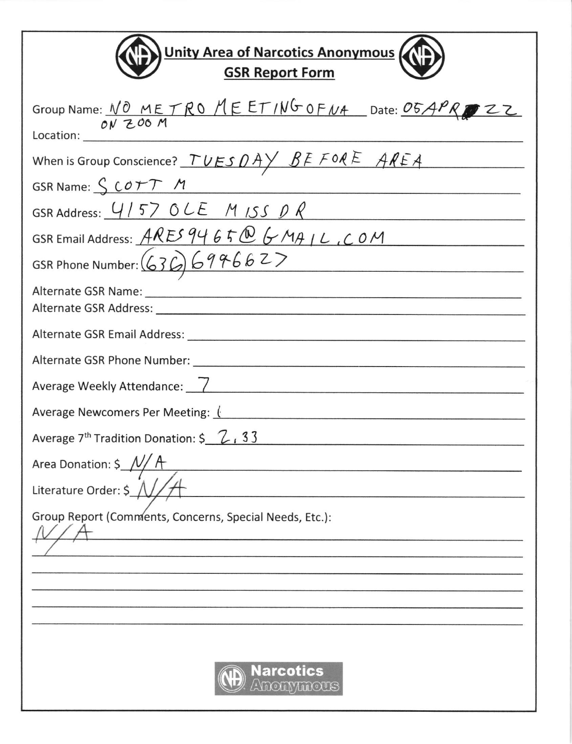# Unity Area of Narcotics Anonymous

## GSR Report Form

Group Name: NO METRO MEETING OF NA Date: 05APR 22

Location: ON ZOOM

When is Group Conscience? TUESDAY BEFORE AREA

GSR Name: SCOTT M

GSR Address: 4157 OLE MISS DR

GSR Email Address: ARES9465@GMAIL.COM

GSR Phone Number: (636) 6996627

Alternate GSR Name:

Alternate GSR Address:

Alternate GSR Email Address:

Alternate GSR Phone Number:

Average Weekly Attendance: 7

Average Newcomers Per Meeting: 1

Average 7th Tradition Donation: $ 2.33

Area Donation: $ N/A

Literature Order: $ N/A

Group Report (Comments, Concerns, Special Needs, Etc.):

N/A

Narcotics Anonymous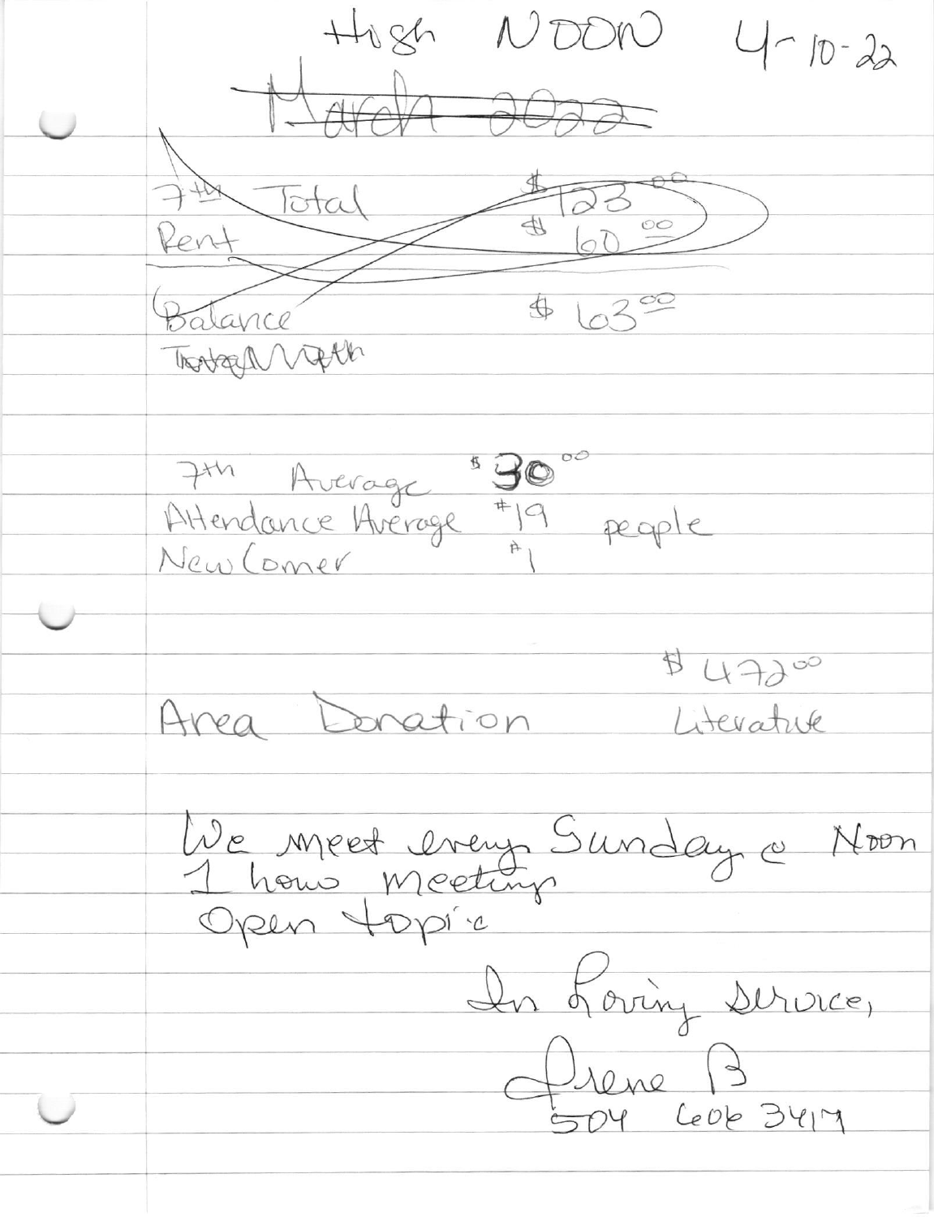High NOON 4-10-22

~~March 2022~~

| | |
|---|---|
| 7th Total | $123.00 |
| Rent | $60.00 |
| Balance | $63.00 |

~~Total Month~~

7th Average $30.00
Attendance Average #19 people
New Comer #1

$472.00

Area Donation Literature

We meet every Sunday @ Noon
1 hour meetings
Open topic

In Loving Service,

Irene B
504 606 3417